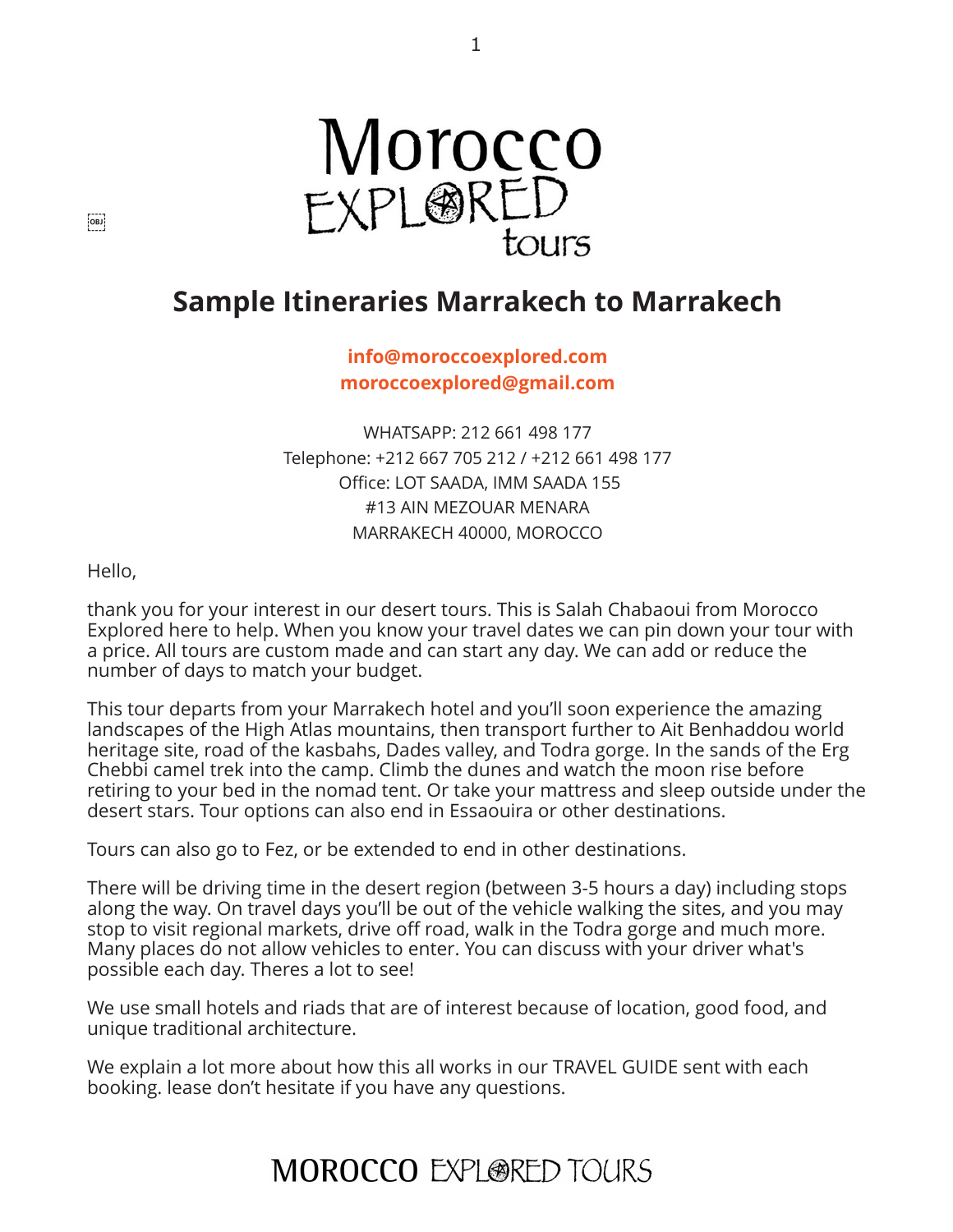# Sample Itineraries Marrakech to Marrakech

**info@moroccoexplored.com**
**moroccoexplored@gmail.com**

WHATSAPP: 212 661 498 177
Telephone: +212 667 705 212 / +212 661 498 177
Office: LOT SAADA, IMM SAADA 155
#13 AIN MEZOUAR MENARA
MARRAKECH 40000, MOROCCO

Hello,

thank you for your interest in our desert tours. This is Salah Chabaoui from Morocco Explored here to help. When you know your travel dates we can pin down your tour with a price. All tours are custom made and can start any day. We can add or reduce the number of days to match your budget.

This tour departs from your Marrakech hotel and you'll soon experience the amazing landscapes of the High Atlas mountains, then transport further to Ait Benhaddou world heritage site, road of the kasbahs, Dades valley, and Todra gorge. In the sands of the Erg Chebbi camel trek into the camp. Climb the dunes and watch the moon rise before retiring to your bed in the nomad tent. Or take your mattress and sleep outside under the desert stars. Tour options can also end in Essaouira or other destinations.

Tours can also go to Fez, or be extended to end in other destinations.

There will be driving time in the desert region (between 3-5 hours a day) including stops along the way. On travel days you'll be out of the vehicle walking the sites, and you may stop to visit regional markets, drive off road, walk in the Todra gorge and much more. Many places do not allow vehicles to enter. You can discuss with your driver what's possible each day. Theres a lot to see!

We use small hotels and riads that are of interest because of location, good food, and unique traditional architecture.

We explain a lot more about how this all works in our TRAVEL GUIDE sent with each booking. lease don't hesitate if you have any questions.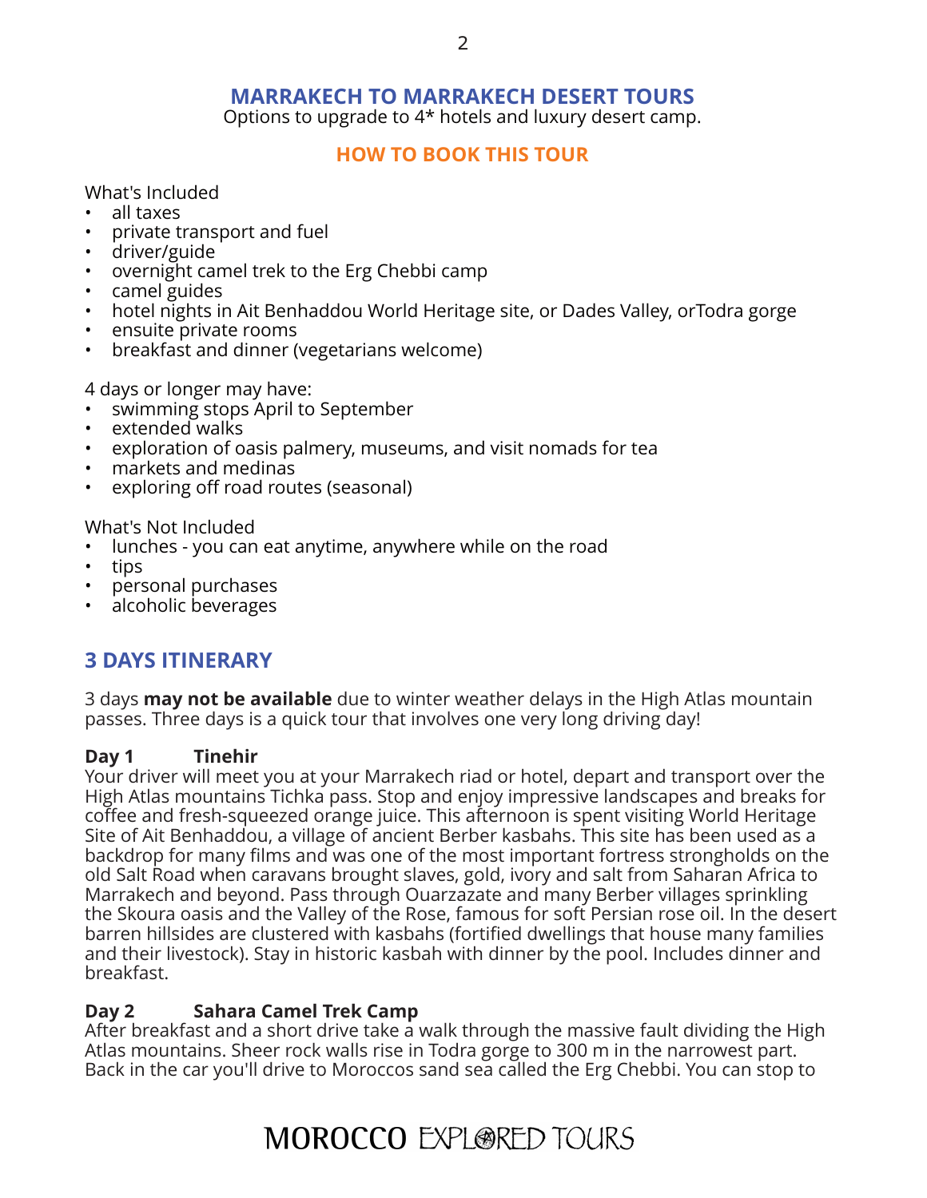## MARRAKECH TO MARRAKECH DESERT TOURS

Options to upgrade to 4* hotels and luxury desert camp.

### HOW TO BOOK THIS TOUR

What's Included

- all taxes
- private transport and fuel
- driver/guide
- overnight camel trek to the Erg Chebbi camp
- camel guides
- hotel nights in Ait Benhaddou World Heritage site, or Dades Valley, orTodra gorge
- ensuite private rooms
- breakfast and dinner (vegetarians welcome)

4 days or longer may have:

- swimming stops April to September
- extended walks
- exploration of oasis palmery, museums, and visit nomads for tea
- markets and medinas
- exploring off road routes (seasonal)

What's Not Included

- lunches - you can eat anytime, anywhere while on the road
- tips
- personal purchases
- alcoholic beverages

## 3 DAYS ITINERARY

3 days **may not be available** due to winter weather delays in the High Atlas mountain passes. Three days is a quick tour that involves one very long driving day!

**Day 1 Tinehir**

Your driver will meet you at your Marrakech riad or hotel, depart and transport over the High Atlas mountains Tichka pass. Stop and enjoy impressive landscapes and breaks for coffee and fresh-squeezed orange juice. This afternoon is spent visiting World Heritage Site of Ait Benhaddou, a village of ancient Berber kasbahs. This site has been used as a backdrop for many films and was one of the most important fortress strongholds on the old Salt Road when caravans brought slaves, gold, ivory and salt from Saharan Africa to Marrakech and beyond. Pass through Ouarzazate and many Berber villages sprinkling the Skoura oasis and the Valley of the Rose, famous for soft Persian rose oil. In the desert barren hillsides are clustered with kasbahs (fortified dwellings that house many families and their livestock). Stay in historic kasbah with dinner by the pool. Includes dinner and breakfast.

**Day 2 Sahara Camel Trek Camp**

After breakfast and a short drive take a walk through the massive fault dividing the High Atlas mountains. Sheer rock walls rise in Todra gorge to 300 m in the narrowest part. Back in the car you'll drive to Moroccos sand sea called the Erg Chebbi. You can stop to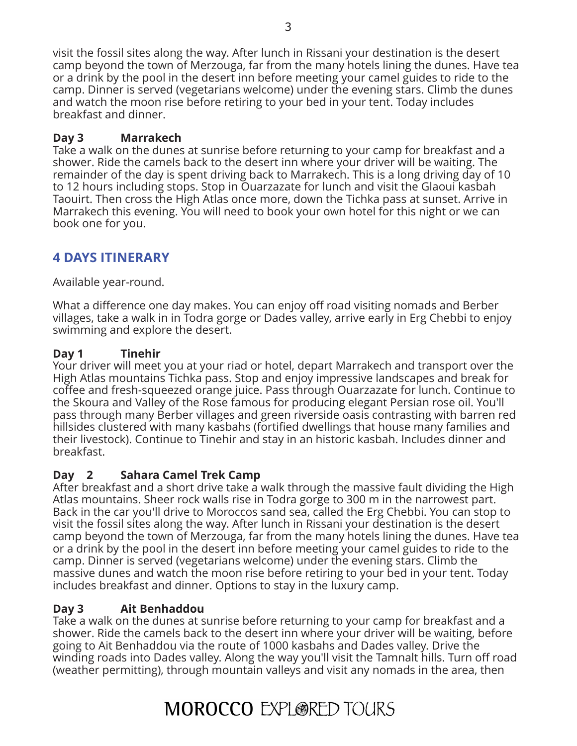visit the fossil sites along the way. After lunch in Rissani your destination is the desert camp beyond the town of Merzouga, far from the many hotels lining the dunes. Have tea or a drink by the pool in the desert inn before meeting your camel guides to ride to the camp. Dinner is served (vegetarians welcome) under the evening stars. Climb the dunes and watch the moon rise before retiring to your bed in your tent. Today includes breakfast and dinner.

**Day 3 Marrakech**

Take a walk on the dunes at sunrise before returning to your camp for breakfast and a shower. Ride the camels back to the desert inn where your driver will be waiting. The remainder of the day is spent driving back to Marrakech. This is a long driving day of 10 to 12 hours including stops. Stop in Ouarzazate for lunch and visit the Glaoui kasbah Taouirt. Then cross the High Atlas once more, down the Tichka pass at sunset. Arrive in Marrakech this evening. You will need to book your own hotel for this night or we can book one for you.

## 4 DAYS ITINERARY

Available year-round.

What a difference one day makes. You can enjoy off road visiting nomads and Berber villages, take a walk in in Todra gorge or Dades valley, arrive early in Erg Chebbi to enjoy swimming and explore the desert.

**Day 1 Tinehir**

Your driver will meet you at your riad or hotel, depart Marrakech and transport over the High Atlas mountains Tichka pass. Stop and enjoy impressive landscapes and break for coffee and fresh-squeezed orange juice. Pass through Ouarzazate for lunch. Continue to the Skoura and Valley of the Rose famous for producing elegant Persian rose oil. You'll pass through many Berber villages and green riverside oasis contrasting with barren red hillsides clustered with many kasbahs (fortified dwellings that house many families and their livestock). Continue to Tinehir and stay in an historic kasbah. Includes dinner and breakfast.

**Day 2 Sahara Camel Trek Camp**

After breakfast and a short drive take a walk through the massive fault dividing the High Atlas mountains. Sheer rock walls rise in Todra gorge to 300 m in the narrowest part. Back in the car you'll drive to Moroccos sand sea, called the Erg Chebbi. You can stop to visit the fossil sites along the way. After lunch in Rissani your destination is the desert camp beyond the town of Merzouga, far from the many hotels lining the dunes. Have tea or a drink by the pool in the desert inn before meeting your camel guides to ride to the camp. Dinner is served (vegetarians welcome) under the evening stars. Climb the massive dunes and watch the moon rise before retiring to your bed in your tent. Today includes breakfast and dinner. Options to stay in the luxury camp.

**Day 3 Ait Benhaddou**

Take a walk on the dunes at sunrise before returning to your camp for breakfast and a shower. Ride the camels back to the desert inn where your driver will be waiting, before going to Ait Benhaddou via the route of 1000 kasbahs and Dades valley. Drive the winding roads into Dades valley. Along the way you'll visit the Tamnalt hills. Turn off road (weather permitting), through mountain valleys and visit any nomads in the area, then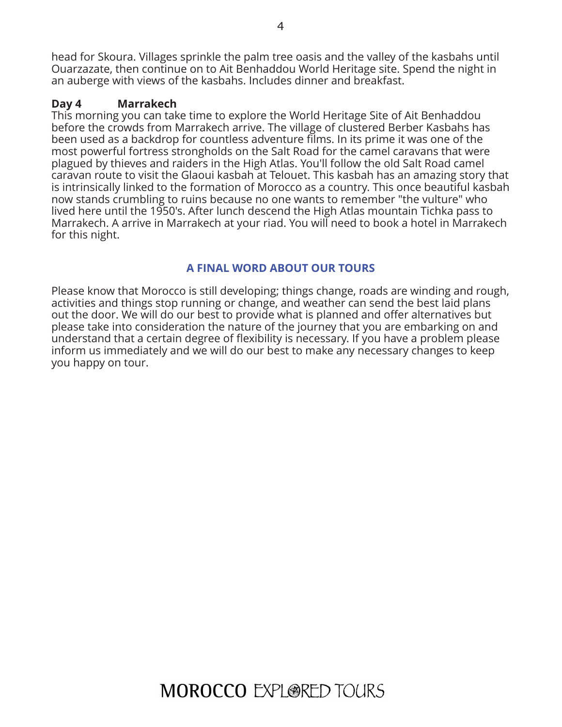head for Skoura. Villages sprinkle the palm tree oasis and the valley of the kasbahs until Ouarzazate, then continue on to Ait Benhaddou World Heritage site. Spend the night in an auberge with views of the kasbahs. Includes dinner and breakfast.

**Day 4 Marrakech**
This morning you can take time to explore the World Heritage Site of Ait Benhaddou before the crowds from Marrakech arrive. The village of clustered Berber Kasbahs has been used as a backdrop for countless adventure films. In its prime it was one of the most powerful fortress strongholds on the Salt Road for the camel caravans that were plagued by thieves and raiders in the High Atlas. You'll follow the old Salt Road camel caravan route to visit the Glaoui kasbah at Telouet. This kasbah has an amazing story that is intrinsically linked to the formation of Morocco as a country. This once beautiful kasbah now stands crumbling to ruins because no one wants to remember "the vulture" who lived here until the 1950's. After lunch descend the High Atlas mountain Tichka pass to Marrakech. A arrive in Marrakech at your riad. You will need to book a hotel in Marrakech for this night.

## A FINAL WORD ABOUT OUR TOURS

Please know that Morocco is still developing; things change, roads are winding and rough, activities and things stop running or change, and weather can send the best laid plans out the door. We will do our best to provide what is planned and offer alternatives but please take into consideration the nature of the journey that you are embarking on and understand that a certain degree of flexibility is necessary. If you have a problem please inform us immediately and we will do our best to make any necessary changes to keep you happy on tour.